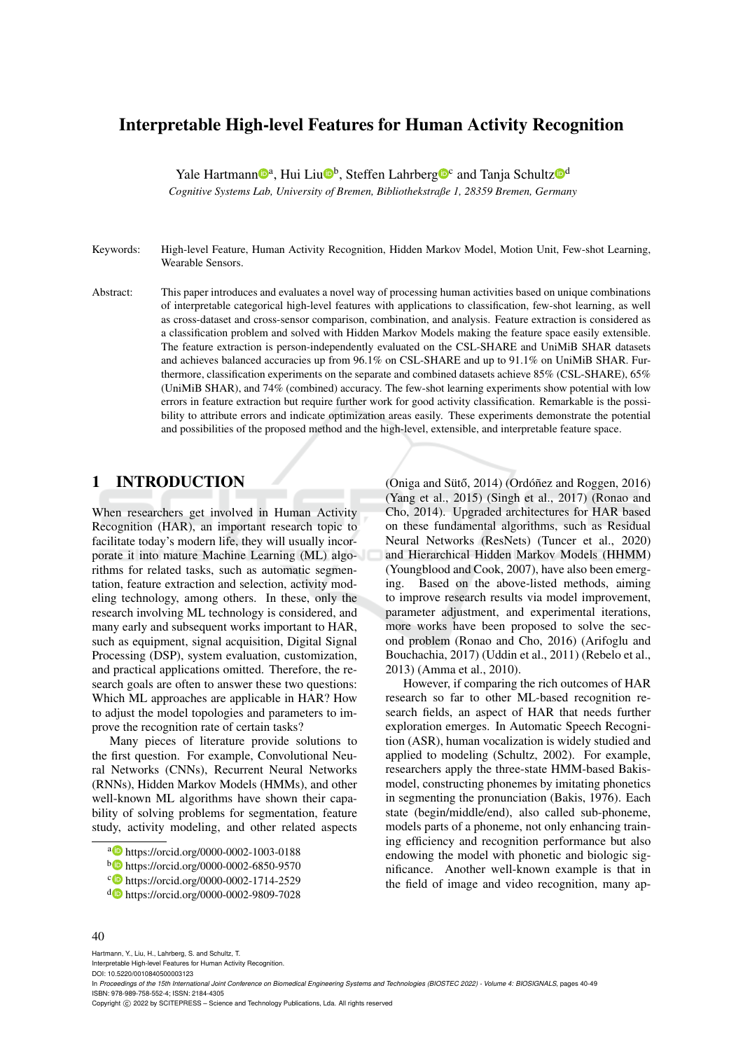# Interpretable High-level Features for Human Activity Recognition

Yale Hartmann[a], Hui Liu[b], Steffen Lahrberg[c] and Tanja Schultz[d]

*Cognitive Systems Lab, University of Bremen, Bibliothekstraße 1, 28359 Bremen, Germany*

Keywords: High-level Feature, Human Activity Recognition, Hidden Markov Model, Motion Unit, Few-shot Learning, Wearable Sensors.

Abstract: This paper introduces and evaluates a novel way of processing human activities based on unique combinations of interpretable categorical high-level features with applications to classification, few-shot learning, as well as cross-dataset and cross-sensor comparison, combination, and analysis. Feature extraction is considered as a classification problem and solved with Hidden Markov Models making the feature space easily extensible. The feature extraction is person-independently evaluated on the CSL-SHARE and UniMiB SHAR datasets and achieves balanced accuracies up from 96.1% on CSL-SHARE and up to 91.1% on UniMiB SHAR. Furthermore, classification experiments on the separate and combined datasets achieve 85% (CSL-SHARE), 65% (UniMiB SHAR), and 74% (combined) accuracy. The few-shot learning experiments show potential with low errors in feature extraction but require further work for good activity classification. Remarkable is the possibility to attribute errors and indicate optimization areas easily. These experiments demonstrate the potential and possibilities of the proposed method and the high-level, extensible, and interpretable feature space.

## 1 INTRODUCTION

When researchers get involved in Human Activity Recognition (HAR), an important research topic to facilitate today's modern life, they will usually incorporate it into mature Machine Learning (ML) algorithms for related tasks, such as automatic segmentation, feature extraction and selection, activity modeling technology, among others. In these, only the research involving ML technology is considered, and many early and subsequent works important to HAR, such as equipment, signal acquisition, Digital Signal Processing (DSP), system evaluation, customization, and practical applications omitted. Therefore, the research goals are often to answer these two questions: Which ML approaches are applicable in HAR? How to adjust the model topologies and parameters to improve the recognition rate of certain tasks?

Many pieces of literature provide solutions to the first question. For example, Convolutional Neural Networks (CNNs), Recurrent Neural Networks (RNNs), Hidden Markov Models (HMMs), and other well-known ML algorithms have shown their capability of solving problems for segmentation, feature study, activity modeling, and other related aspects (Oniga and Sütő, 2014) (Ordóñez and Roggen, 2016) (Yang et al., 2015) (Singh et al., 2017) (Ronao and Cho, 2014). Upgraded architectures for HAR based on these fundamental algorithms, such as Residual Neural Networks (ResNets) (Tuncer et al., 2020) and Hierarchical Hidden Markov Models (HHMM) (Youngblood and Cook, 2007), have also been emerging. Based on the above-listed methods, aiming to improve research results via model improvement, parameter adjustment, and experimental iterations, more works have been proposed to solve the second problem (Ronao and Cho, 2016) (Arifoglu and Bouchachia, 2017) (Uddin et al., 2011) (Rebelo et al., 2013) (Amma et al., 2010).

However, if comparing the rich outcomes of HAR research so far to other ML-based recognition research fields, an aspect of HAR that needs further exploration emerges. In Automatic Speech Recognition (ASR), human vocalization is widely studied and applied to modeling (Schultz, 2002). For example, researchers apply the three-state HMM-based Bakis-model, constructing phonemes by imitating phonetics in segmenting the pronunciation (Bakis, 1976). Each state (begin/middle/end), also called sub-phoneme, models parts of a phoneme, not only enhancing training efficiency and recognition performance but also endowing the model with phonetic and biologic significance. Another well-known example is that in the field of image and video recognition, many ap-

[a] https://orcid.org/0000-0002-1003-0188
[b] https://orcid.org/0000-0002-6850-9570
[c] https://orcid.org/0000-0002-1714-2529
[d] https://orcid.org/0000-0002-9809-7028

Hartmann, Y., Liu, H., Lahrberg, S. and Schultz, T.
Interpretable High-level Features for Human Activity Recognition.
DOI: 10.5220/0010840500003123
In *Proceedings of the 15th International Joint Conference on Biomedical Engineering Systems and Technologies (BIOSTEC 2022) - Volume 4: BIOSIGNALS*, pages 40-49
ISBN: 978-989-758-552-4; ISSN: 2184-4305
Copyright © 2022 by SCITEPRESS – Science and Technology Publications, Lda. All rights reserved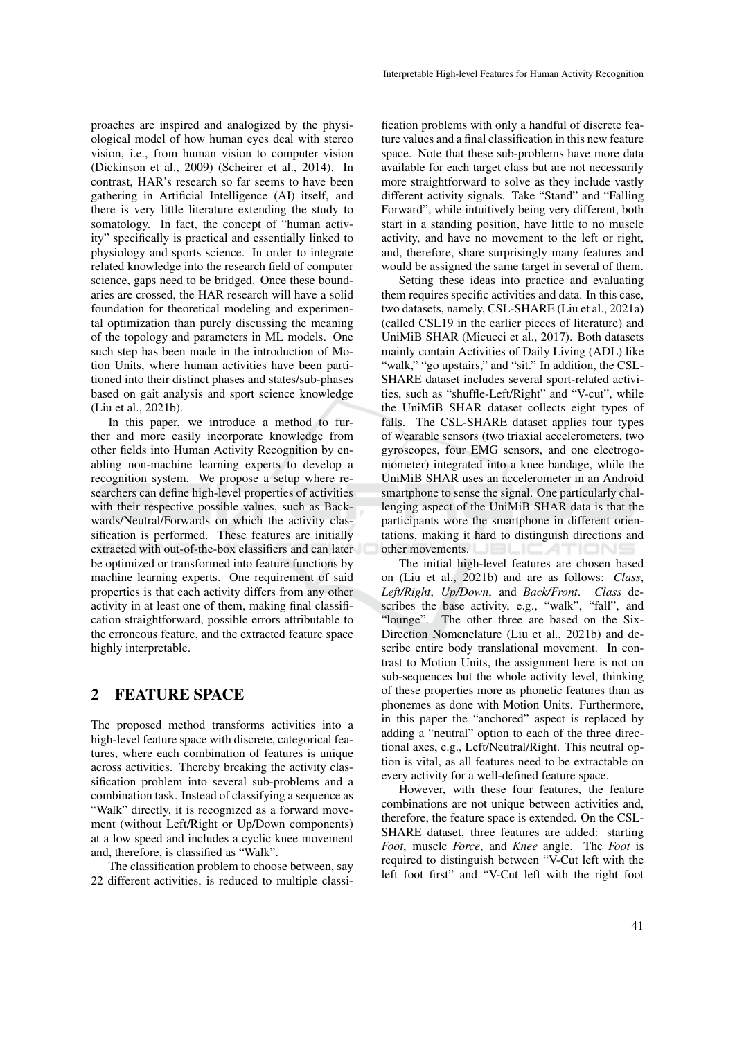proaches are inspired and analogized by the physiological model of how human eyes deal with stereo vision, i.e., from human vision to computer vision (Dickinson et al., 2009) (Scheirer et al., 2014). In contrast, HAR's research so far seems to have been gathering in Artificial Intelligence (AI) itself, and there is very little literature extending the study to somatology. In fact, the concept of "human activity" specifically is practical and essentially linked to physiology and sports science. In order to integrate related knowledge into the research field of computer science, gaps need to be bridged. Once these boundaries are crossed, the HAR research will have a solid foundation for theoretical modeling and experimental optimization than purely discussing the meaning of the topology and parameters in ML models. One such step has been made in the introduction of Motion Units, where human activities have been partitioned into their distinct phases and states/sub-phases based on gait analysis and sport science knowledge (Liu et al., 2021b).

In this paper, we introduce a method to further and more easily incorporate knowledge from other fields into Human Activity Recognition by enabling non-machine learning experts to develop a recognition system. We propose a setup where researchers can define high-level properties of activities with their respective possible values, such as Backwards/Neutral/Forwards on which the activity classification is performed. These features are initially extracted with out-of-the-box classifiers and can later be optimized or transformed into feature functions by machine learning experts. One requirement of said properties is that each activity differs from any other activity in at least one of them, making final classification straightforward, possible errors attributable to the erroneous feature, and the extracted feature space highly interpretable.

## 2 FEATURE SPACE

The proposed method transforms activities into a high-level feature space with discrete, categorical features, where each combination of features is unique across activities. Thereby breaking the activity classification problem into several sub-problems and a combination task. Instead of classifying a sequence as "Walk" directly, it is recognized as a forward movement (without Left/Right or Up/Down components) at a low speed and includes a cyclic knee movement and, therefore, is classified as "Walk".

The classification problem to choose between, say 22 different activities, is reduced to multiple classification problems with only a handful of discrete feature values and a final classification in this new feature space. Note that these sub-problems have more data available for each target class but are not necessarily more straightforward to solve as they include vastly different activity signals. Take "Stand" and "Falling Forward", while intuitively being very different, both start in a standing position, have little to no muscle activity, and have no movement to the left or right, and, therefore, share surprisingly many features and would be assigned the same target in several of them.

Setting these ideas into practice and evaluating them requires specific activities and data. In this case, two datasets, namely, CSL-SHARE (Liu et al., 2021a) (called CSL19 in the earlier pieces of literature) and UniMiB SHAR (Micucci et al., 2017). Both datasets mainly contain Activities of Daily Living (ADL) like "walk," "go upstairs," and "sit." In addition, the CSL-SHARE dataset includes several sport-related activities, such as "shuffle-Left/Right" and "V-cut", while the UniMiB SHAR dataset collects eight types of falls. The CSL-SHARE dataset applies four types of wearable sensors (two triaxial accelerometers, two gyroscopes, four EMG sensors, and one electrogoniometer) integrated into a knee bandage, while the UniMiB SHAR uses an accelerometer in an Android smartphone to sense the signal. One particularly challenging aspect of the UniMiB SHAR data is that the participants wore the smartphone in different orientations, making it hard to distinguish directions and other movements.

The initial high-level features are chosen based on (Liu et al., 2021b) and are as follows: *Class*, *Left/Right*, *Up/Down*, and *Back/Front*. *Class* describes the base activity, e.g., "walk", "fall", and "lounge". The other three are based on the Six-Direction Nomenclature (Liu et al., 2021b) and describe entire body translational movement. In contrast to Motion Units, the assignment here is not on sub-sequences but the whole activity level, thinking of these properties more as phonetic features than as phonemes as done with Motion Units. Furthermore, in this paper the "anchored" aspect is replaced by adding a "neutral" option to each of the three directional axes, e.g., Left/Neutral/Right. This neutral option is vital, as all features need to be extractable on every activity for a well-defined feature space.

However, with these four features, the feature combinations are not unique between activities and, therefore, the feature space is extended. On the CSL-SHARE dataset, three features are added: starting *Foot*, muscle *Force*, and *Knee* angle. The *Foot* is required to distinguish between "V-Cut left with the left foot first" and "V-Cut left with the right foot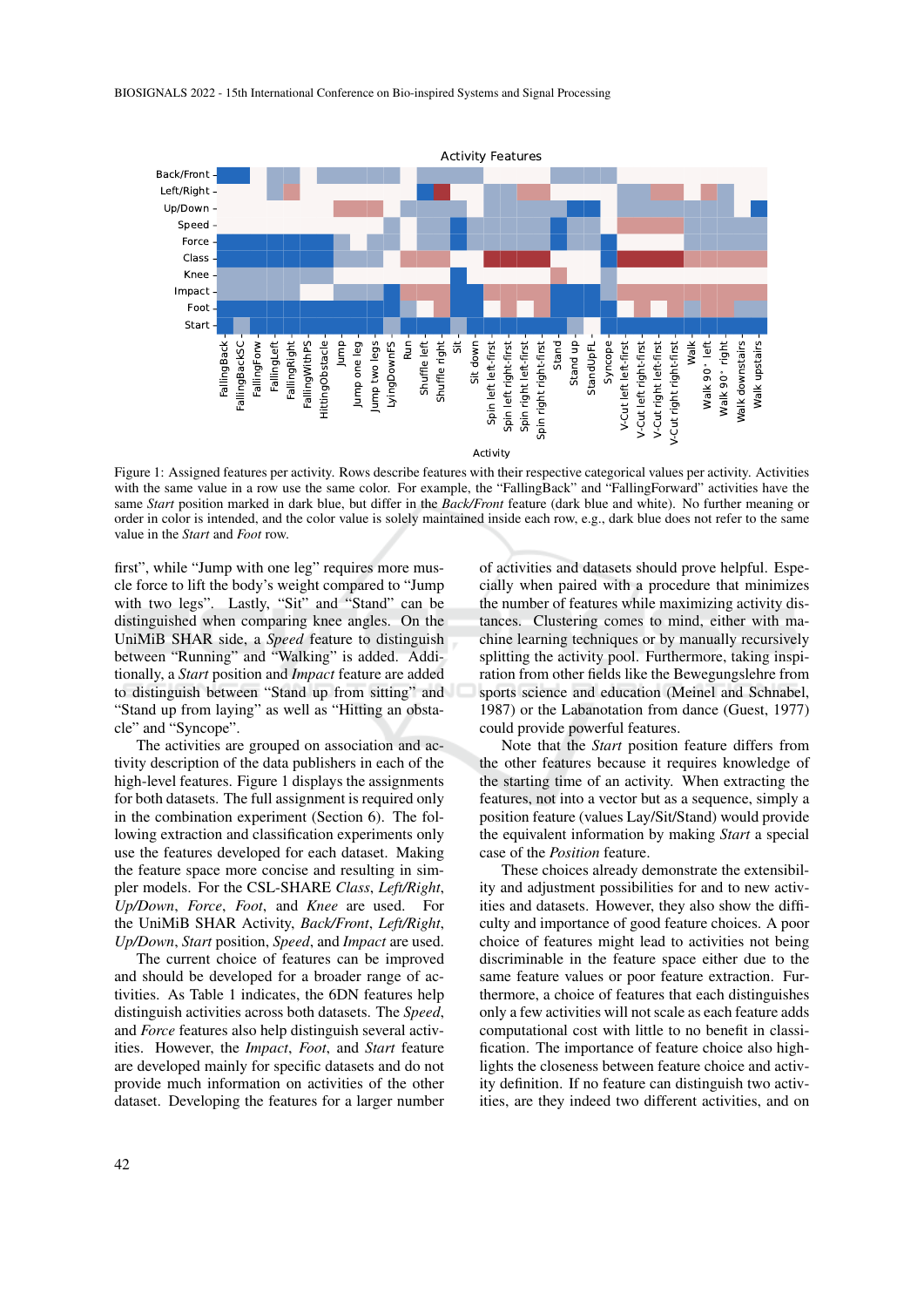Figure 1: Assigned features per activity. Rows describe features with their respective categorical values per activity. Activities with the same value in a row use the same color. For example, the "FallingBack" and "FallingForward" activities have the same *Start* position marked in dark blue, but differ in the *Back/Front* feature (dark blue and white). No further meaning or order in color is intended, and the color value is solely maintained inside each row, e.g., dark blue does not refer to the same value in the *Start* and *Foot* row.

first", while "Jump with one leg" requires more muscle force to lift the body's weight compared to "Jump with two legs". Lastly, "Sit" and "Stand" can be distinguished when comparing knee angles. On the UniMiB SHAR side, a *Speed* feature to distinguish between "Running" and "Walking" is added. Additionally, a *Start* position and *Impact* feature are added to distinguish between "Stand up from sitting" and "Stand up from laying" as well as "Hitting an obstacle" and "Syncope".

The activities are grouped on association and activity description of the data publishers in each of the high-level features. Figure 1 displays the assignments for both datasets. The full assignment is required only in the combination experiment (Section 6). The following extraction and classification experiments only use the features developed for each dataset. Making the feature space more concise and resulting in simpler models. For the CSL-SHARE *Class*, *Left/Right*, *Up/Down*, *Force*, *Foot*, and *Knee* are used. For the UniMiB SHAR Activity, *Back/Front*, *Left/Right*, *Up/Down*, *Start* position, *Speed*, and *Impact* are used.

The current choice of features can be improved and should be developed for a broader range of activities. As Table 1 indicates, the 6DN features help distinguish activities across both datasets. The *Speed*, and *Force* features also help distinguish several activities. However, the *Impact*, *Foot*, and *Start* feature are developed mainly for specific datasets and do not provide much information on activities of the other dataset. Developing the features for a larger number of activities and datasets should prove helpful. Especially when paired with a procedure that minimizes the number of features while maximizing activity distances. Clustering comes to mind, either with machine learning techniques or by manually recursively splitting the activity pool. Furthermore, taking inspiration from other fields like the Bewegungslehre from sports science and education (Meinel and Schnabel, 1987) or the Labanotation from dance (Guest, 1977) could provide powerful features.

Note that the *Start* position feature differs from the other features because it requires knowledge of the starting time of an activity. When extracting the features, not into a vector but as a sequence, simply a position feature (values Lay/Sit/Stand) would provide the equivalent information by making *Start* a special case of the *Position* feature.

These choices already demonstrate the extensibility and adjustment possibilities for and to new activities and datasets. However, they also show the difficulty and importance of good feature choices. A poor choice of features might lead to activities not being discriminable in the feature space either due to the same feature values or poor feature extraction. Furthermore, a choice of features that each distinguishes only a few activities will not scale as each feature adds computational cost with little to no benefit in classification. The importance of feature choice also highlights the closeness between feature choice and activity definition. If no feature can distinguish two activities, are they indeed two different activities, and on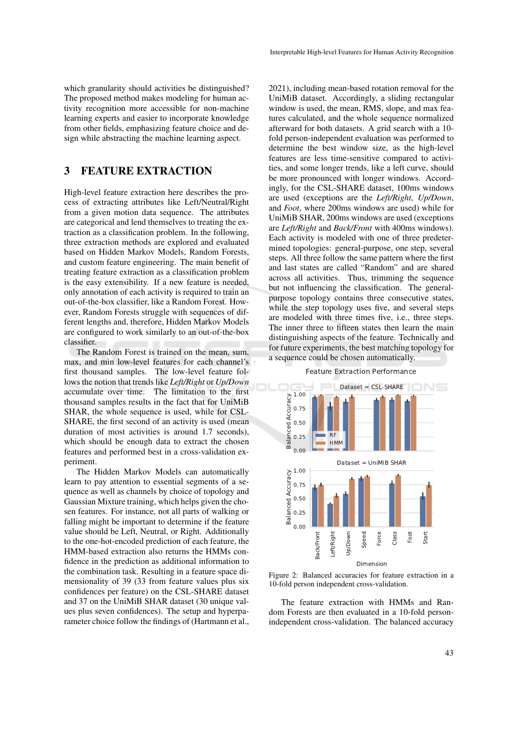which granularity should activities be distinguished? The proposed method makes modeling for human activity recognition more accessible for non-machine learning experts and easier to incorporate knowledge from other fields, emphasizing feature choice and design while abstracting the machine learning aspect.

## 3 FEATURE EXTRACTION

High-level feature extraction here describes the process of extracting attributes like Left/Neutral/Right from a given motion data sequence. The attributes are categorical and lend themselves to treating the extraction as a classification problem. In the following, three extraction methods are explored and evaluated based on Hidden Markov Models, Random Forests, and custom feature engineering. The main benefit of treating feature extraction as a classification problem is the easy extensibility. If a new feature is needed, only annotation of each activity is required to train an out-of-the-box classifier, like a Random Forest. However, Random Forests struggle with sequences of different lengths and, therefore, Hidden Markov Models are configured to work similarly to an out-of-the-box classifier.

The Random Forest is trained on the mean, sum, max, and min low-level features for each channel's first thousand samples. The low-level feature follows the notion that trends like *Left/Right* or *Up/Down* accumulate over time. The limitation to the first thousand samples results in the fact that for UniMiB SHAR, the whole sequence is used, while for CSL-SHARE, the first second of an activity is used (mean duration of most activities is around 1.7 seconds), which should be enough data to extract the chosen features and performed best in a cross-validation experiment.

The Hidden Markov Models can automatically learn to pay attention to essential segments of a sequence as well as channels by choice of topology and Gaussian Mixture training, which helps given the chosen features. For instance, not all parts of walking or falling might be important to determine if the feature value should be Left, Neutral, or Right. Additionally to the one-hot-encoded prediction of each feature, the HMM-based extraction also returns the HMMs confidence in the prediction as additional information to the combination task. Resulting in a feature space dimensionality of 39 (33 from feature values plus six confidences per feature) on the CSL-SHARE dataset and 37 on the UniMiB SHAR dataset (30 unique values plus seven confidences). The setup and hyperparameter choice follow the findings of (Hartmann et al., 2021), including mean-based rotation removal for the UniMiB dataset. Accordingly, a sliding rectangular window is used, the mean, RMS, slope, and max features calculated, and the whole sequence normalized afterward for both datasets. A grid search with a 10-fold person-independent evaluation was performed to determine the best window size, as the high-level features are less time-sensitive compared to activities, and some longer trends, like a left curve, should be more pronounced with longer windows. Accordingly, for the CSL-SHARE dataset, 100ms windows are used (exceptions are the *Left/Right*, *Up/Down*, and *Foot*, where 200ms windows are used) while for UniMiB SHAR, 200ms windows are used (exceptions are *Left/Right* and *Back/Front* with 400ms windows). Each activity is modeled with one of three predetermined topologies: general-purpose, one step, several steps. All three follow the same pattern where the first and last states are called "Random" and are shared across all activities. Thus, trimming the sequence but not influencing the classification. The general-purpose topology contains three consecutive states, while the step topology uses five, and several steps are modeled with three times five, i.e., three steps. The inner three to fifteen states then learn the main distinguishing aspects of the feature. Technically and for future experiments, the best matching topology for a sequence could be chosen automatically.

Figure 2: Balanced accuracies for feature extraction in a 10-fold person independent cross-validation.

The feature extraction with HMMs and Random Forests are then evaluated in a 10-fold person-independent cross-validation. The balanced accuracy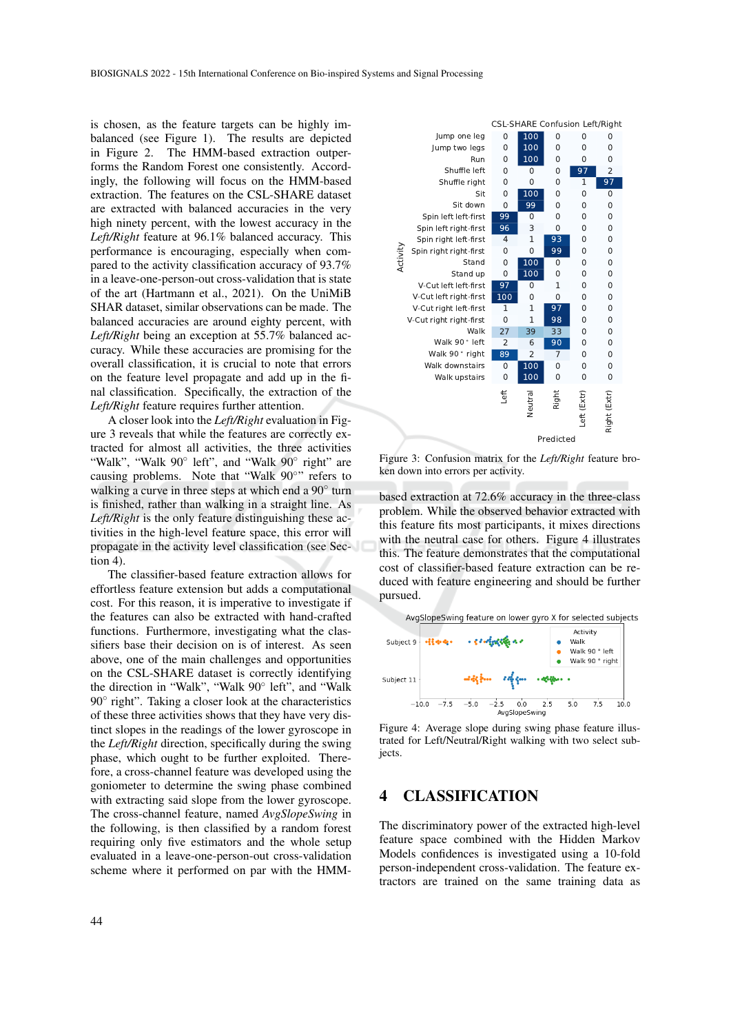is chosen, as the feature targets can be highly imbalanced (see Figure 1). The results are depicted in Figure 2. The HMM-based extraction outperforms the Random Forest one consistently. Accordingly, the following will focus on the HMM-based extraction. The features on the CSL-SHARE dataset are extracted with balanced accuracies in the very high ninety percent, with the lowest accuracy in the *Left/Right* feature at 96.1% balanced accuracy. This performance is encouraging, especially when compared to the activity classification accuracy of 93.7% in a leave-one-person-out cross-validation that is state of the art (Hartmann et al., 2021). On the UniMiB SHAR dataset, similar observations can be made. The balanced accuracies are around eighty percent, with *Left/Right* being an exception at 55.7% balanced accuracy. While these accuracies are promising for the overall classification, it is crucial to note that errors on the feature level propagate and add up in the final classification. Specifically, the extraction of the *Left/Right* feature requires further attention.

A closer look into the *Left/Right* evaluation in Figure 3 reveals that while the features are correctly extracted for almost all activities, the three activities "Walk", "Walk 90° left", and "Walk 90° right" are causing problems. Note that "Walk 90°" refers to walking a curve in three steps at which end a 90° turn is finished, rather than walking in a straight line. As *Left/Right* is the only feature distinguishing these activities in the high-level feature space, this error will propagate in the activity level classification (see Section 4).

The classifier-based feature extraction allows for effortless feature extension but adds a computational cost. For this reason, it is imperative to investigate if the features can also be extracted with hand-crafted functions. Furthermore, investigating what the classifiers base their decision on is of interest. As seen above, one of the main challenges and opportunities on the CSL-SHARE dataset is correctly identifying the direction in "Walk", "Walk 90° left", and "Walk 90° right". Taking a closer look at the characteristics of these three activities shows that they have very distinct slopes in the readings of the lower gyroscope in the *Left/Right* direction, specifically during the swing phase, which ought to be further exploited. Therefore, a cross-channel feature was developed using the goniometer to determine the swing phase combined with extracting said slope from the lower gyroscope. The cross-channel feature, named *AvgSlopeSwing* in the following, is then classified by a random forest requiring only five estimators and the whole setup evaluated in a leave-one-person-out cross-validation scheme where it performed on par with the HMM-based extraction at 72.6% accuracy in the three-class problem. While the observed behavior extracted with this feature fits most participants, it mixes directions with the neutral case for others. Figure 4 illustrates this. The feature demonstrates that the computational cost of classifier-based feature extraction can be reduced with feature engineering and should be further pursued.

CSL-SHARE Confusion Left/Right

| Activity | Left | Neutral | Right | Left (Extr) | Right (Extr) |
|---|---|---|---|---|---|
| Jump one leg | 0 | 100 | 0 | 0 | 0 |
| Jump two legs | 0 | 100 | 0 | 0 | 0 |
| Run | 0 | 100 | 0 | 0 | 0 |
| Shuffle left | 0 | 0 | 0 | 97 | 2 |
| Shuffle right | 0 | 0 | 0 | 1 | 97 |
| Sit | 0 | 100 | 0 | 0 | 0 |
| Sit down | 0 | 99 | 0 | 0 | 0 |
| Spin left left-first | 99 | 0 | 0 | 0 | 0 |
| Spin left right-first | 96 | 3 | 0 | 0 | 0 |
| Spin right left-first | 4 | 1 | 93 | 0 | 0 |
| Spin right right-first | 0 | 0 | 99 | 0 | 0 |
| Stand | 0 | 100 | 0 | 0 | 0 |
| Stand up | 0 | 100 | 0 | 0 | 0 |
| V-Cut left left-first | 97 | 0 | 1 | 0 | 0 |
| V-Cut left right-first | 100 | 0 | 0 | 0 | 0 |
| V-Cut right left-first | 1 | 1 | 97 | 0 | 0 |
| V-Cut right right-first | 0 | 1 | 98 | 0 | 0 |
| Walk | 27 | 39 | 33 | 0 | 0 |
| Walk 90° left | 2 | 6 | 90 | 0 | 0 |
| Walk 90° right | 89 | 2 | 7 | 0 | 0 |
| Walk downstairs | 0 | 100 | 0 | 0 | 0 |
| Walk upstairs | 0 | 100 | 0 | 0 | 0 |

Figure 3: Confusion matrix for the *Left/Right* feature broken down into errors per activity.

Figure 4: Average slope during swing phase feature illustrated for Left/Neutral/Right walking with two select subjects.

## 4 CLASSIFICATION

The discriminatory power of the extracted high-level feature space combined with the Hidden Markov Models confidences is investigated using a 10-fold person-independent cross-validation. The feature extractors are trained on the same training data as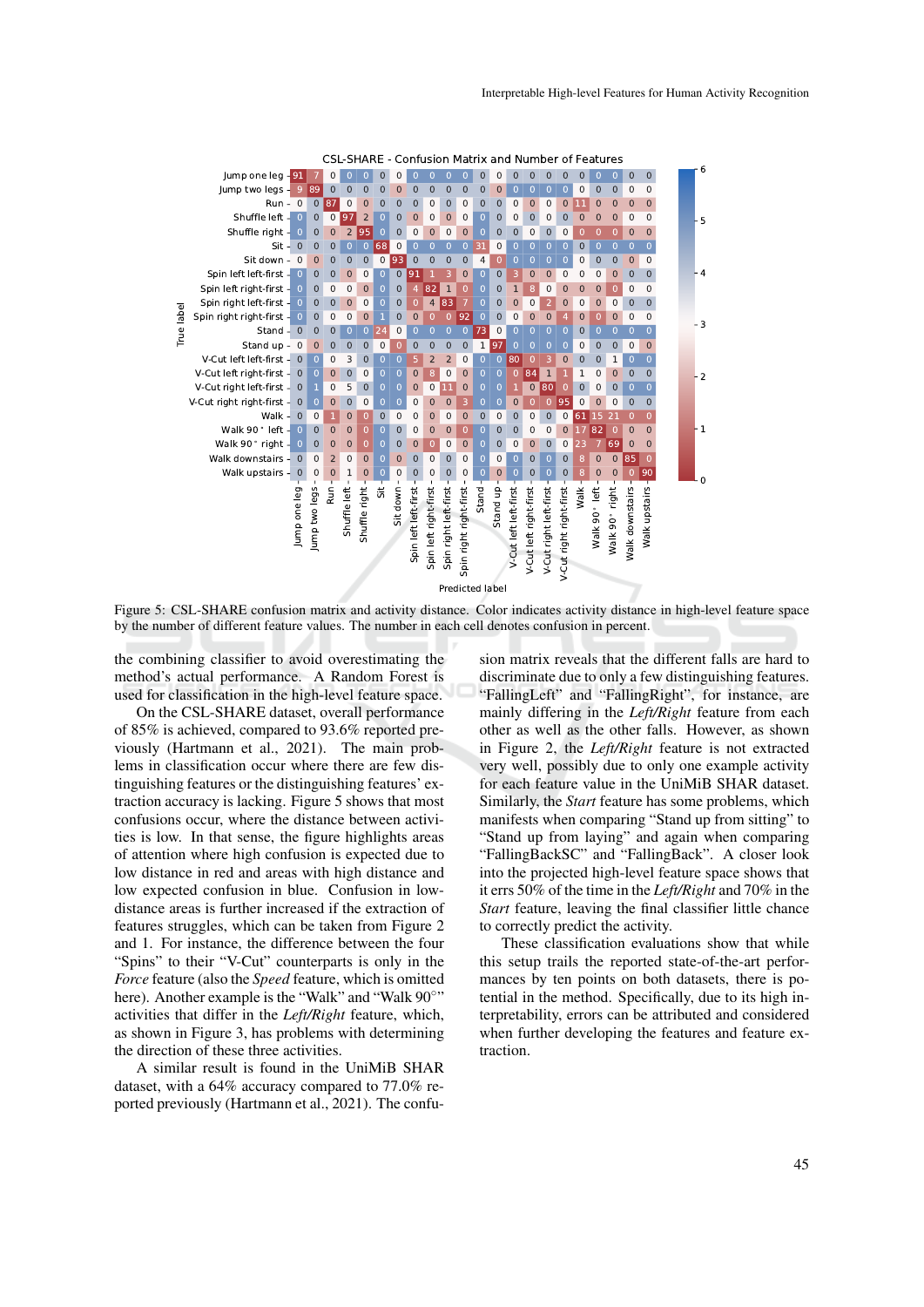Figure 5: CSL-SHARE confusion matrix and activity distance. Color indicates activity distance in high-level feature space by the number of different feature values. The number in each cell denotes confusion in percent.

the combining classifier to avoid overestimating the method's actual performance. A Random Forest is used for classification in the high-level feature space.

On the CSL-SHARE dataset, overall performance of 85% is achieved, compared to 93.6% reported previously (Hartmann et al., 2021). The main problems in classification occur where there are few distinguishing features or the distinguishing features' extraction accuracy is lacking. Figure 5 shows that most confusions occur, where the distance between activities is low. In that sense, the figure highlights areas of attention where high confusion is expected due to low distance in red and areas with high distance and low expected confusion in blue. Confusion in low-distance areas is further increased if the extraction of features struggles, which can be taken from Figure 2 and 1. For instance, the difference between the four "Spins" to their "V-Cut" counterparts is only in the *Force* feature (also the *Speed* feature, which is omitted here). Another example is the "Walk" and "Walk 90°" activities that differ in the *Left/Right* feature, which, as shown in Figure 3, has problems with determining the direction of these three activities.

A similar result is found in the UniMiB SHAR dataset, with a 64% accuracy compared to 77.0% reported previously (Hartmann et al., 2021). The confusion matrix reveals that the different falls are hard to discriminate due to only a few distinguishing features. "FallingLeft" and "FallingRight", for instance, are mainly differing in the *Left/Right* feature from each other as well as the other falls. However, as shown in Figure 2, the *Left/Right* feature is not extracted very well, possibly due to only one example activity for each feature value in the UniMiB SHAR dataset. Similarly, the *Start* feature has some problems, which manifests when comparing "Stand up from sitting" to "Stand up from laying" and again when comparing "FallingBackSC" and "FallingBack". A closer look into the projected high-level feature space shows that it errs 50% of the time in the *Left/Right* and 70% in the *Start* feature, leaving the final classifier little chance to correctly predict the activity.

These classification evaluations show that while this setup trails the reported state-of-the-art performances by ten points on both datasets, there is potential in the method. Specifically, due to its high interpretability, errors can be attributed and considered when further developing the features and feature extraction.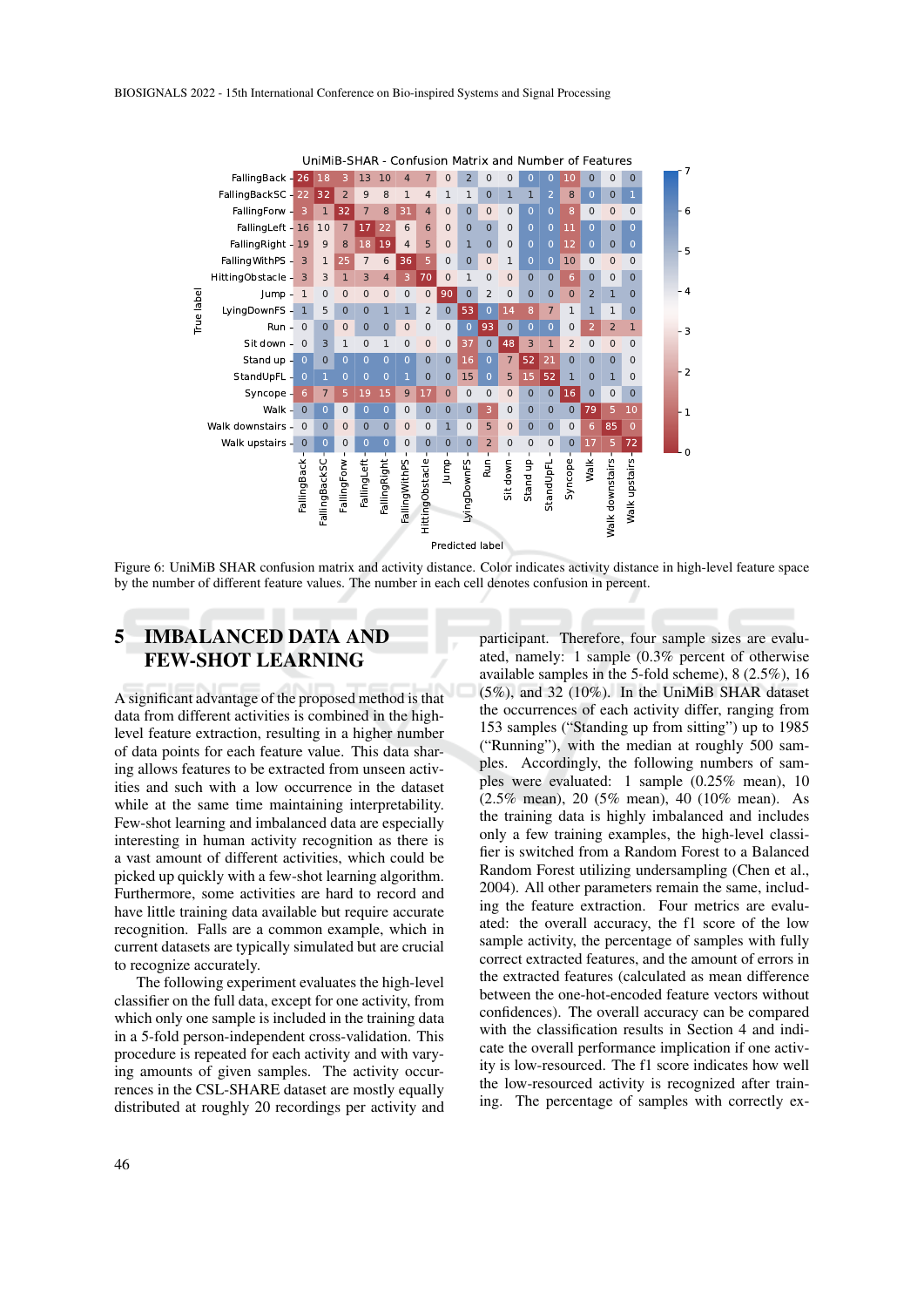UniMiB-SHAR - Confusion Matrix and Number of Features

| True label \ Predicted label | FallingBack | FallingBackSC | FallingForw | FallingLeft | FallingRight | FallingWithPS | HittingObstacle | Jump | LyingDownFS | Run | Sit down | Stand up | StandUpFL | Syncope | Walk | Walk downstairs | Walk upstairs |
|---|---|---|---|---|---|---|---|---|---|---|---|---|---|---|---|---|---|
| FallingBack | 26 | 18 | 3 | 13 | 10 | 4 | 7 | 0 | 2 | 0 | 0 | 0 | 0 | 10 | 0 | 0 | 0 |
| FallingBackSC | 22 | 32 | 2 | 9 | 8 | 1 | 4 | 1 | 1 | 0 | 1 | 1 | 2 | 8 | 0 | 0 | 1 |
| FallingForw | 3 | 1 | 32 | 7 | 8 | 31 | 4 | 0 | 0 | 0 | 0 | 0 | 0 | 8 | 0 | 0 | 0 |
| FallingLeft | 16 | 10 | 7 | 17 | 22 | 6 | 6 | 0 | 0 | 0 | 0 | 0 | 0 | 11 | 0 | 0 | 0 |
| FallingRight | 19 | 9 | 8 | 18 | 19 | 4 | 5 | 0 | 1 | 0 | 0 | 0 | 0 | 12 | 0 | 0 | 0 |
| FallingWithPS | 3 | 1 | 25 | 7 | 6 | 36 | 5 | 0 | 0 | 0 | 1 | 0 | 0 | 10 | 0 | 0 | 0 |
| HittingObstacle | 3 | 3 | 1 | 3 | 4 | 3 | 70 | 0 | 1 | 0 | 0 | 0 | 0 | 6 | 0 | 0 | 0 |
| Jump | 1 | 0 | 0 | 0 | 0 | 0 | 0 | 90 | 0 | 2 | 0 | 0 | 0 | 0 | 2 | 1 | 0 |
| LyingDownFS | 1 | 5 | 0 | 0 | 1 | 1 | 2 | 0 | 53 | 0 | 14 | 8 | 7 | 1 | 1 | 1 | 0 |
| Run | 0 | 0 | 0 | 0 | 0 | 0 | 0 | 0 | 0 | 93 | 0 | 0 | 0 | 0 | 2 | 2 | 1 |
| Sit down | 0 | 3 | 1 | 0 | 1 | 0 | 0 | 0 | 37 | 0 | 48 | 3 | 1 | 2 | 0 | 0 | 0 |
| Stand up | 0 | 0 | 0 | 0 | 0 | 0 | 0 | 0 | 16 | 0 | 7 | 52 | 21 | 0 | 0 | 0 | 0 |
| StandUpFL | 0 | 1 | 0 | 0 | 0 | 1 | 0 | 0 | 15 | 0 | 5 | 15 | 52 | 1 | 0 | 1 | 0 |
| Syncope | 6 | 7 | 5 | 19 | 15 | 9 | 17 | 0 | 0 | 0 | 0 | 0 | 0 | 16 | 0 | 0 | 0 |
| Walk | 0 | 0 | 0 | 0 | 0 | 0 | 0 | 0 | 0 | 3 | 0 | 0 | 0 | 0 | 79 | 5 | 10 |
| Walk downstairs | 0 | 0 | 0 | 0 | 0 | 0 | 0 | 1 | 0 | 5 | 0 | 0 | 0 | 0 | 6 | 85 | 0 |
| Walk upstairs | 0 | 0 | 0 | 0 | 0 | 0 | 0 | 0 | 0 | 2 | 0 | 0 | 0 | 0 | 17 | 5 | 72 |

Figure 6: UniMiB SHAR confusion matrix and activity distance. Color indicates activity distance in high-level feature space by the number of different feature values. The number in each cell denotes confusion in percent.

## 5 IMBALANCED DATA AND FEW-SHOT LEARNING

A significant advantage of the proposed method is that data from different activities is combined in the high-level feature extraction, resulting in a higher number of data points for each feature value. This data sharing allows features to be extracted from unseen activities and such with a low occurrence in the dataset while at the same time maintaining interpretability. Few-shot learning and imbalanced data are especially interesting in human activity recognition as there is a vast amount of different activities, which could be picked up quickly with a few-shot learning algorithm. Furthermore, some activities are hard to record and have little training data available but require accurate recognition. Falls are a common example, which in current datasets are typically simulated but are crucial to recognize accurately.

The following experiment evaluates the high-level classifier on the full data, except for one activity, from which only one sample is included in the training data in a 5-fold person-independent cross-validation. This procedure is repeated for each activity and with varying amounts of given samples. The activity occurrences in the CSL-SHARE dataset are mostly equally distributed at roughly 20 recordings per activity and participant. Therefore, four sample sizes are evaluated, namely: 1 sample (0.3% percent of otherwise available samples in the 5-fold scheme), 8 (2.5%), 16 (5%), and 32 (10%). In the UniMiB SHAR dataset the occurrences of each activity differ, ranging from 153 samples ("Standing up from sitting") up to 1985 ("Running"), with the median at roughly 500 samples. Accordingly, the following numbers of samples were evaluated: 1 sample (0.25% mean), 10 (2.5% mean), 20 (5% mean), 40 (10% mean). As the training data is highly imbalanced and includes only a few training examples, the high-level classifier is switched from a Random Forest to a Balanced Random Forest utilizing undersampling (Chen et al., 2004). All other parameters remain the same, including the feature extraction. Four metrics are evaluated: the overall accuracy, the f1 score of the low sample activity, the percentage of samples with fully correct extracted features, and the amount of errors in the extracted features (calculated as mean difference between the one-hot-encoded feature vectors without confidences). The overall accuracy can be compared with the classification results in Section 4 and indicate the overall performance implication if one activity is low-resourced. The f1 score indicates how well the low-resourced activity is recognized after training. The percentage of samples with correctly ex-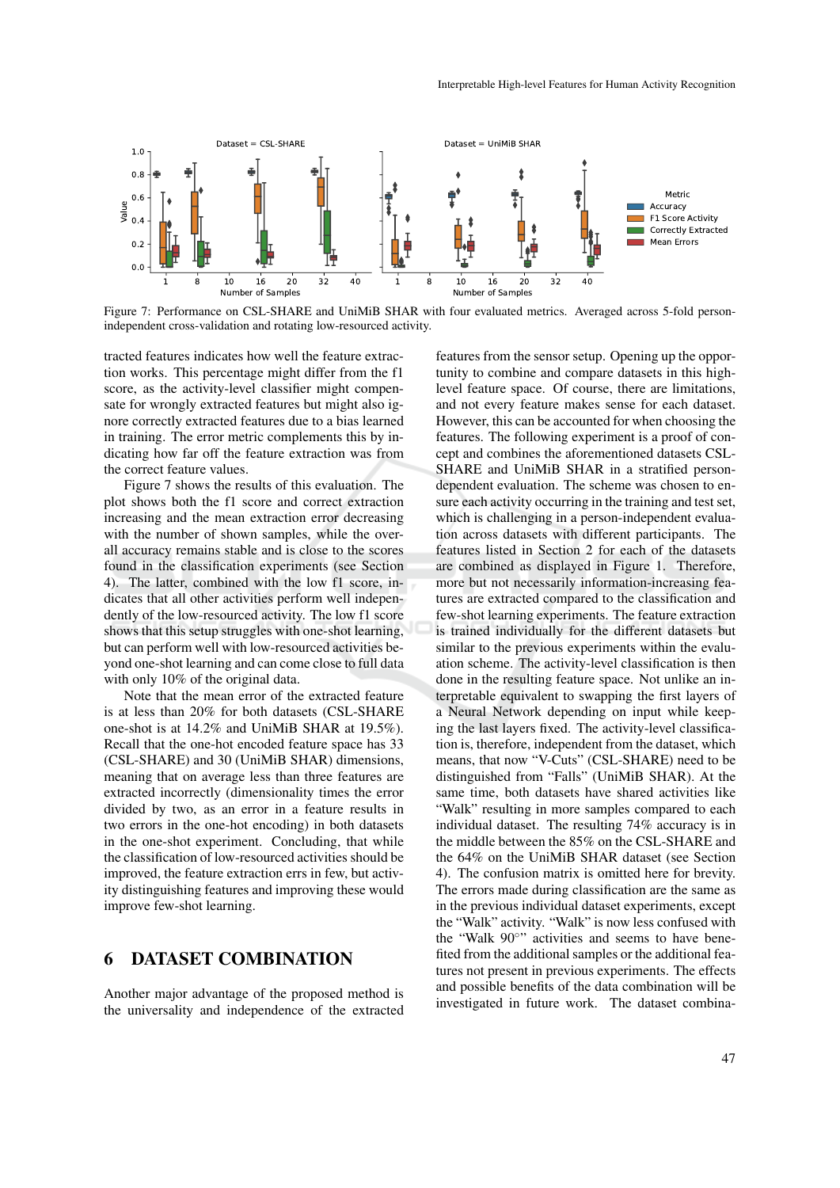Figure 7: Performance on CSL-SHARE and UniMiB SHAR with four evaluated metrics. Averaged across 5-fold person-independent cross-validation and rotating low-resourced activity.

tracted features indicates how well the feature extraction works. This percentage might differ from the f1 score, as the activity-level classifier might compensate for wrongly extracted features but might also ignore correctly extracted features due to a bias learned in training. The error metric complements this by indicating how far off the feature extraction was from the correct feature values.

Figure 7 shows the results of this evaluation. The plot shows both the f1 score and correct extraction increasing and the mean extraction error decreasing with the number of shown samples, while the overall accuracy remains stable and is close to the scores found in the classification experiments (see Section 4). The latter, combined with the low f1 score, indicates that all other activities perform well independently of the low-resourced activity. The low f1 score shows that this setup struggles with one-shot learning, but can perform well with low-resourced activities beyond one-shot learning and can come close to full data with only 10% of the original data.

Note that the mean error of the extracted feature is at less than 20% for both datasets (CSL-SHARE one-shot is at 14.2% and UniMiB SHAR at 19.5%). Recall that the one-hot encoded feature space has 33 (CSL-SHARE) and 30 (UniMiB SHAR) dimensions, meaning that on average less than three features are extracted incorrectly (dimensionality times the error divided by two, as an error in a feature results in two errors in the one-hot encoding) in both datasets in the one-shot experiment. Concluding, that while the classification of low-resourced activities should be improved, the feature extraction errs in few, but activity distinguishing features and improving these would improve few-shot learning.

## 6 DATASET COMBINATION

Another major advantage of the proposed method is the universality and independence of the extracted features from the sensor setup. Opening up the opportunity to combine and compare datasets in this high-level feature space. Of course, there are limitations, and not every feature makes sense for each dataset. However, this can be accounted for when choosing the features. The following experiment is a proof of concept and combines the aforementioned datasets CSL-SHARE and UniMiB SHAR in a stratified person-dependent evaluation. The scheme was chosen to ensure each activity occurring in the training and test set, which is challenging in a person-independent evaluation across datasets with different participants. The features listed in Section 2 for each of the datasets are combined as displayed in Figure 1. Therefore, more but not necessarily information-increasing features are extracted compared to the classification and few-shot learning experiments. The feature extraction is trained individually for the different datasets but similar to the previous experiments within the evaluation scheme. The activity-level classification is then done in the resulting feature space. Not unlike an interpretable equivalent to swapping the first layers of a Neural Network depending on input while keeping the last layers fixed. The activity-level classification is, therefore, independent from the dataset, which means, that now "V-Cuts" (CSL-SHARE) need to be distinguished from "Falls" (UniMiB SHAR). At the same time, both datasets have shared activities like "Walk" resulting in more samples compared to each individual dataset. The resulting 74% accuracy is in the middle between the 85% on the CSL-SHARE and the 64% on the UniMiB SHAR dataset (see Section 4). The confusion matrix is omitted here for brevity. The errors made during classification are the same as in the previous individual dataset experiments, except the "Walk" activity. "Walk" is now less confused with the "Walk 90°" activities and seems to have benefited from the additional samples or the additional features not present in previous experiments. The effects and possible benefits of the data combination will be investigated in future work. The dataset combina-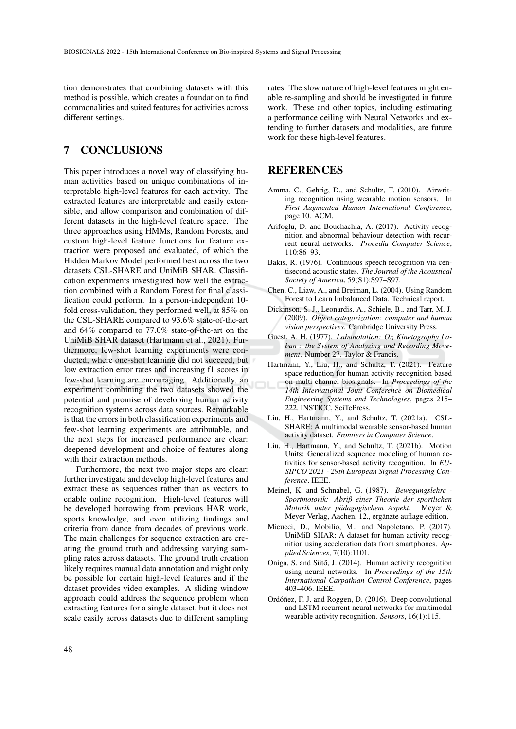tion demonstrates that combining datasets with this method is possible, which creates a foundation to find commonalities and suited features for activities across different settings.

## 7 CONCLUSIONS

This paper introduces a novel way of classifying human activities based on unique combinations of interpretable high-level features for each activity. The extracted features are interpretable and easily extensible, and allow comparison and combination of different datasets in the high-level feature space. The three approaches using HMMs, Random Forests, and custom high-level feature functions for feature extraction were proposed and evaluated, of which the Hidden Markov Model performed best across the two datasets CSL-SHARE and UniMiB SHAR. Classification experiments investigated how well the extraction combined with a Random Forest for final classification could perform. In a person-independent 10-fold cross-validation, they performed well, at 85% on the CSL-SHARE compared to 93.6% state-of-the-art and 64% compared to 77.0% state-of-the-art on the UniMiB SHAR dataset (Hartmann et al., 2021). Furthermore, few-shot learning experiments were conducted, where one-shot learning did not succeed, but low extraction error rates and increasing f1 scores in few-shot learning are encouraging. Additionally, an experiment combining the two datasets showed the potential and promise of developing human activity recognition systems across data sources. Remarkable is that the errors in both classification experiments and few-shot learning experiments are attributable, and the next steps for increased performance are clear: deepened development and choice of features along with their extraction methods.

Furthermore, the next two major steps are clear: further investigate and develop high-level features and extract these as sequences rather than as vectors to enable online recognition. High-level features will be developed borrowing from previous HAR work, sports knowledge, and even utilizing findings and criteria from dance from decades of previous work. The main challenges for sequence extraction are creating the ground truth and addressing varying sampling rates across datasets. The ground truth creation likely requires manual data annotation and might only be possible for certain high-level features and if the dataset provides video examples. A sliding window approach could address the sequence problem when extracting features for a single dataset, but it does not scale easily across datasets due to different sampling rates. The slow nature of high-level features might enable re-sampling and should be investigated in future work. These and other topics, including estimating a performance ceiling with Neural Networks and extending to further datasets and modalities, are future work for these high-level features.

## REFERENCES

Amma, C., Gehrig, D., and Schultz, T. (2010). Airwriting recognition using wearable motion sensors. In *First Augmented Human International Conference*, page 10. ACM.

Arifoglu, D. and Bouchachia, A. (2017). Activity recognition and abnormal behaviour detection with recurrent neural networks. *Procedia Computer Science*, 110:86–93.

Bakis, R. (1976). Continuous speech recognition via centisecond acoustic states. *The Journal of the Acoustical Society of America*, 59(S1):S97–S97.

Chen, C., Liaw, A., and Breiman, L. (2004). Using Random Forest to Learn Imbalanced Data. Technical report.

Dickinson, S. J., Leonardis, A., Schiele, B., and Tarr, M. J. (2009). *Object categorization: computer and human vision perspectives*. Cambridge University Press.

Guest, A. H. (1977). *Labanotation: Or, Kinetography Laban : the System of Analyzing and Recording Movement*. Number 27. Taylor & Francis.

Hartmann, Y., Liu, H., and Schultz, T. (2021). Feature space reduction for human activity recognition based on multi-channel biosignals. In *Proceedings of the 14th International Joint Conference on Biomedical Engineering Systems and Technologies*, pages 215–222. INSTICC, SciTePress.

Liu, H., Hartmann, Y., and Schultz, T. (2021a). CSL-SHARE: A multimodal wearable sensor-based human activity dataset. *Frontiers in Computer Science*.

Liu, H., Hartmann, Y., and Schultz, T. (2021b). Motion Units: Generalized sequence modeling of human activities for sensor-based activity recognition. In *EUSIPCO 2021 - 29th European Signal Processing Conference*. IEEE.

Meinel, K. and Schnabel, G. (1987). *Bewegungslehre - Sportmotorik: Abriß einer Theorie der sportlichen Motorik unter pädagogischem Aspekt*. Meyer & Meyer Verlag, Aachen, 12., ergänzte auflage edition.

Micucci, D., Mobilio, M., and Napoletano, P. (2017). UniMiB SHAR: A dataset for human activity recognition using acceleration data from smartphones. *Applied Sciences*, 7(10):1101.

Oniga, S. and Sütő, J. (2014). Human activity recognition using neural networks. In *Proceedings of the 15th International Carpathian Control Conference*, pages 403–406. IEEE.

Ordóñez, F. J. and Roggen, D. (2016). Deep convolutional and LSTM recurrent neural networks for multimodal wearable activity recognition. *Sensors*, 16(1):115.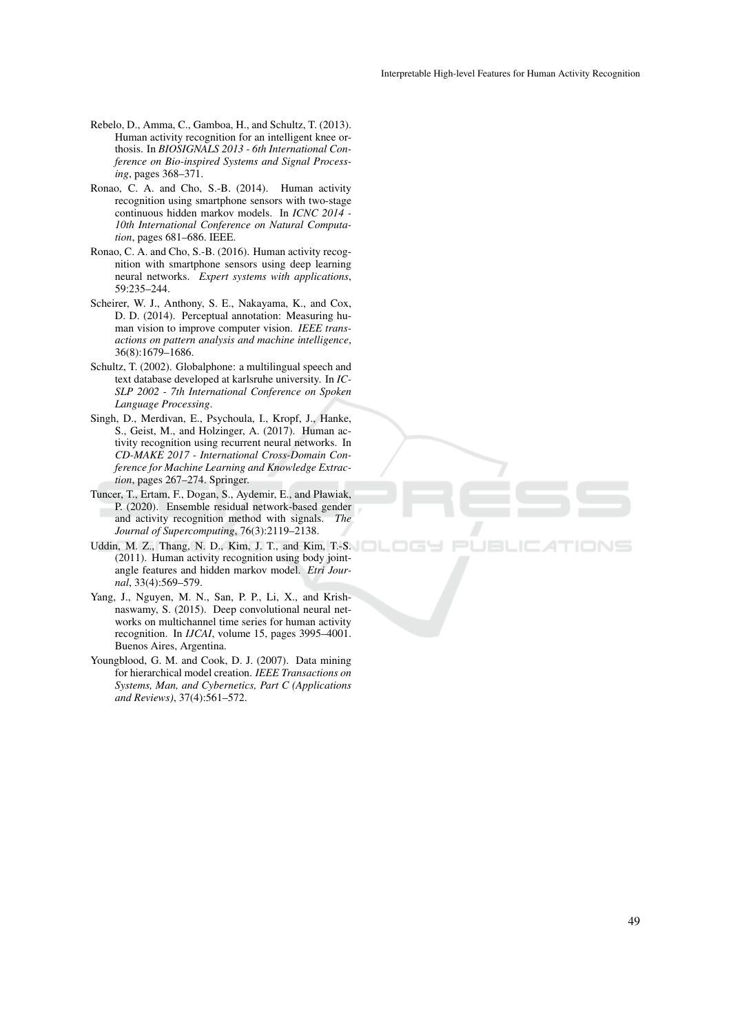Rebelo, D., Amma, C., Gamboa, H., and Schultz, T. (2013). Human activity recognition for an intelligent knee orthosis. In *BIOSIGNALS 2013 - 6th International Conference on Bio-inspired Systems and Signal Processing*, pages 368–371.

Ronao, C. A. and Cho, S.-B. (2014). Human activity recognition using smartphone sensors with two-stage continuous hidden markov models. In *ICNC 2014 - 10th International Conference on Natural Computation*, pages 681–686. IEEE.

Ronao, C. A. and Cho, S.-B. (2016). Human activity recognition with smartphone sensors using deep learning neural networks. *Expert systems with applications*, 59:235–244.

Scheirer, W. J., Anthony, S. E., Nakayama, K., and Cox, D. D. (2014). Perceptual annotation: Measuring human vision to improve computer vision. *IEEE transactions on pattern analysis and machine intelligence*, 36(8):1679–1686.

Schultz, T. (2002). Globalphone: a multilingual speech and text database developed at karlsruhe university. In *ICSLP 2002 - 7th International Conference on Spoken Language Processing*.

Singh, D., Merdivan, E., Psychoula, I., Kropf, J., Hanke, S., Geist, M., and Holzinger, A. (2017). Human activity recognition using recurrent neural networks. In *CD-MAKE 2017 - International Cross-Domain Conference for Machine Learning and Knowledge Extraction*, pages 267–274. Springer.

Tuncer, T., Ertam, F., Dogan, S., Aydemir, E., and Pławiak, P. (2020). Ensemble residual network-based gender and activity recognition method with signals. *The Journal of Supercomputing*, 76(3):2119–2138.

Uddin, M. Z., Thang, N. D., Kim, J. T., and Kim, T.-S. (2011). Human activity recognition using body joint-angle features and hidden markov model. *Etri Journal*, 33(4):569–579.

Yang, J., Nguyen, M. N., San, P. P., Li, X., and Krishnaswamy, S. (2015). Deep convolutional neural networks on multichannel time series for human activity recognition. In *IJCAI*, volume 15, pages 3995–4001. Buenos Aires, Argentina.

Youngblood, G. M. and Cook, D. J. (2007). Data mining for hierarchical model creation. *IEEE Transactions on Systems, Man, and Cybernetics, Part C (Applications and Reviews)*, 37(4):561–572.